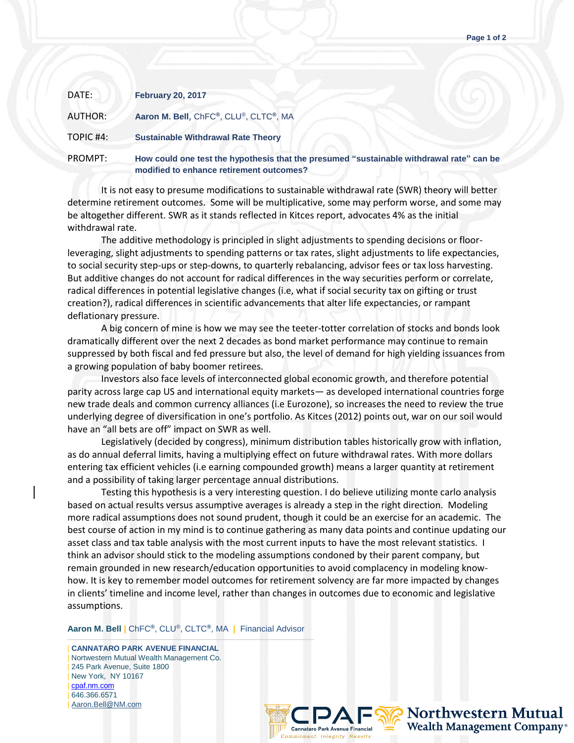DATE: **February 20, 2017**

AUTHOR: **Aaron M. Bell**, ChFC®, CLU®, CLTC®, MA

TOPIC #4: **Sustainable Withdrawal Rate Theory**

PROMPT: **How could one test the hypothesis that the presumed "sustainable withdrawal rate" can be modified to enhance retirement outcomes?**

It is not easy to presume modifications to sustainable withdrawal rate (SWR) theory will better determine retirement outcomes. Some will be multiplicative, some may perform worse, and some may be altogether different. SWR as it stands reflected in Kitces report, advocates 4% as the initial withdrawal rate.

The additive methodology is principled in slight adjustments to spending decisions or floor-leveraging, slight adjustments to spending patterns or tax rates, slight adjustments to life expectancies, to social security step-ups or step-downs, to quarterly rebalancing, advisor fees or tax loss harvesting. But additive changes do not account for radical differences in the way securities perform or correlate, radical differences in potential legislative changes (i.e, what if social security tax on gifting or trust creation?), radical differences in scientific advancements that alter life expectancies, or rampant deflationary pressure.

A big concern of mine is how we may see the teeter-totter correlation of stocks and bonds look dramatically different over the next 2 decades as bond market performance may continue to remain suppressed by both fiscal and fed pressure but also, the level of demand for high yielding issuances from a growing population of baby boomer retirees.

Investors also face levels of interconnected global economic growth, and therefore potential parity across large cap US and international equity markets— as developed international countries forge new trade deals and common currency alliances (i.e Eurozone), so increases the need to review the true underlying degree of diversification in one's portfolio. As Kitces (2012) points out, war on our soil would have an "all bets are off" impact on SWR as well.

Legislatively (decided by congress), minimum distribution tables historically grow with inflation, as do annual deferral limits, having a multiplying effect on future withdrawal rates. With more dollars entering tax efficient vehicles (i.e earning compounded growth) means a larger quantity at retirement and a possibility of taking larger percentage annual distributions.

Testing this hypothesis is a very interesting question. I do believe utilizing monte carlo analysis based on actual results versus assumptive averages is already a step in the right direction. Modeling more radical assumptions does not sound prudent, though it could be an exercise for an academic. The best course of action in my mind is to continue gathering as many data points and continue updating our asset class and tax table analysis with the most current inputs to have the most relevant statistics. I think an advisor should stick to the modeling assumptions condoned by their parent company, but remain grounded in new research/education opportunities to avoid complacency in modeling know-how. It is key to remember model outcomes for retirement solvency are far more impacted by changes in clients' timeline and income level, rather than changes in outcomes due to economic and legislative assumptions.

**Aaron M. Bell** | ChFC®, CLU®, CLTC®, MA | Financial Advisor

| **CANNATARO PARK AVENUE FINANCIAL**
| Nortwestern Mutual Wealth Management Co.
| 245 Park Avenue, Suite 1800
| New York, NY 10167
| cpaf.nm.com
| 646.366.6571
| Aaron.Bell@NM.com

CPAF Cannataro Park Avenue Financial — Commitment. Integrity. Results.

Northwestern Mutual Wealth Management Company®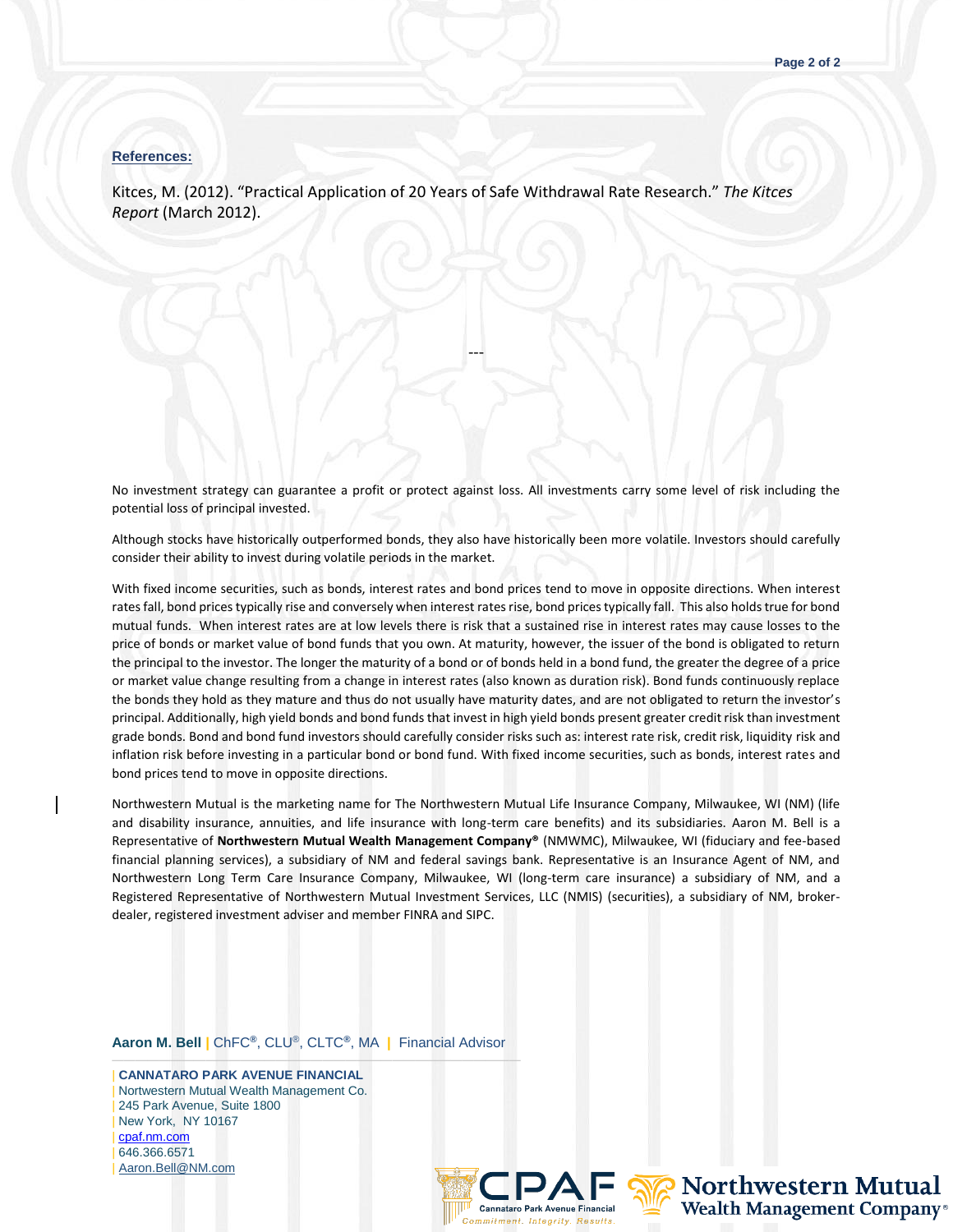**References:**

Kitces, M. (2012). “Practical Application of 20 Years of Safe Withdrawal Rate Research.” *The Kitces Report* (March 2012).

---

No investment strategy can guarantee a profit or protect against loss. All investments carry some level of risk including the potential loss of principal invested.

Although stocks have historically outperformed bonds, they also have historically been more volatile. Investors should carefully consider their ability to invest during volatile periods in the market.

With fixed income securities, such as bonds, interest rates and bond prices tend to move in opposite directions. When interest rates fall, bond prices typically rise and conversely when interest rates rise, bond prices typically fall. This also holds true for bond mutual funds. When interest rates are at low levels there is risk that a sustained rise in interest rates may cause losses to the price of bonds or market value of bond funds that you own. At maturity, however, the issuer of the bond is obligated to return the principal to the investor. The longer the maturity of a bond or of bonds held in a bond fund, the greater the degree of a price or market value change resulting from a change in interest rates (also known as duration risk). Bond funds continuously replace the bonds they hold as they mature and thus do not usually have maturity dates, and are not obligated to return the investor's principal. Additionally, high yield bonds and bond funds that invest in high yield bonds present greater credit risk than investment grade bonds. Bond and bond fund investors should carefully consider risks such as: interest rate risk, credit risk, liquidity risk and inflation risk before investing in a particular bond or bond fund. With fixed income securities, such as bonds, interest rates and bond prices tend to move in opposite directions.

Northwestern Mutual is the marketing name for The Northwestern Mutual Life Insurance Company, Milwaukee, WI (NM) (life and disability insurance, annuities, and life insurance with long-term care benefits) and its subsidiaries. Aaron M. Bell is a Representative of **Northwestern Mutual Wealth Management Company®** (NMWMC), Milwaukee, WI (fiduciary and fee-based financial planning services), a subsidiary of NM and federal savings bank. Representative is an Insurance Agent of NM, and Northwestern Long Term Care Insurance Company, Milwaukee, WI (long-term care insurance) a subsidiary of NM, and a Registered Representative of Northwestern Mutual Investment Services, LLC (NMIS) (securities), a subsidiary of NM, broker-dealer, registered investment adviser and member FINRA and SIPC.

**Aaron M. Bell** | ChFC®, CLU®, CLTC®, MA | Financial Advisor

| **CANNATARO PARK AVENUE FINANCIAL**
| Nortwestern Mutual Wealth Management Co.
| 245 Park Avenue, Suite 1800
| New York, NY 10167
| cpaf.nm.com
| 646.366.6571
| Aaron.Bell@NM.com

CPAF Cannataro Park Avenue Financial — Commitment. Integrity. Results.

Northwestern Mutual Wealth Management Company®